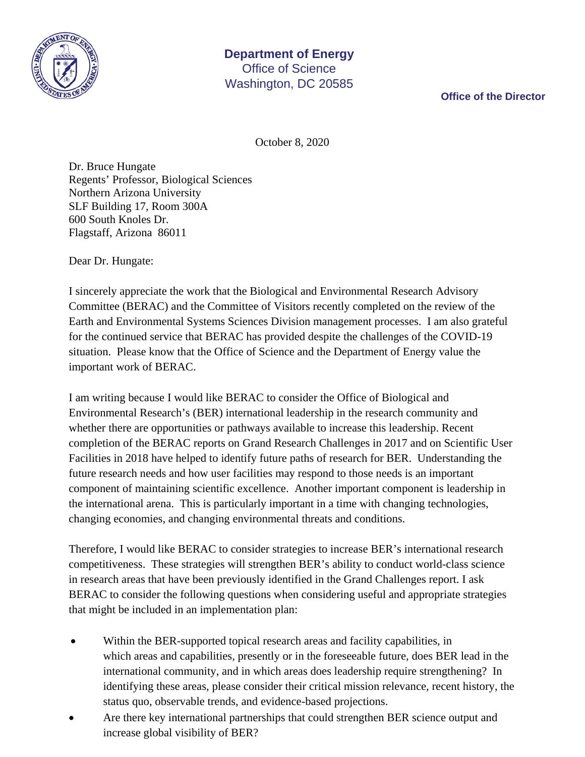**Department of Energy**
Office of Science
Washington, DC 20585

**Office of the Director**

October 8, 2020

Dr. Bruce Hungate
Regents' Professor, Biological Sciences
Northern Arizona University
SLF Building 17, Room 300A
600 South Knoles Dr.
Flagstaff, Arizona 86011

Dear Dr. Hungate:

I sincerely appreciate the work that the Biological and Environmental Research Advisory Committee (BERAC) and the Committee of Visitors recently completed on the review of the Earth and Environmental Systems Sciences Division management processes. I am also grateful for the continued service that BERAC has provided despite the challenges of the COVID-19 situation. Please know that the Office of Science and the Department of Energy value the important work of BERAC.

I am writing because I would like BERAC to consider the Office of Biological and Environmental Research's (BER) international leadership in the research community and whether there are opportunities or pathways available to increase this leadership. Recent completion of the BERAC reports on Grand Research Challenges in 2017 and on Scientific User Facilities in 2018 have helped to identify future paths of research for BER. Understanding the future research needs and how user facilities may respond to those needs is an important component of maintaining scientific excellence. Another important component is leadership in the international arena. This is particularly important in a time with changing technologies, changing economies, and changing environmental threats and conditions.

Therefore, I would like BERAC to consider strategies to increase BER's international research competitiveness. These strategies will strengthen BER's ability to conduct world-class science in research areas that have been previously identified in the Grand Challenges report. I ask BERAC to consider the following questions when considering useful and appropriate strategies that might be included in an implementation plan:

- Within the BER-supported topical research areas and facility capabilities, in which areas and capabilities, presently or in the foreseeable future, does BER lead in the international community, and in which areas does leadership require strengthening? In identifying these areas, please consider their critical mission relevance, recent history, the status quo, observable trends, and evidence-based projections.
- Are there key international partnerships that could strengthen BER science output and increase global visibility of BER?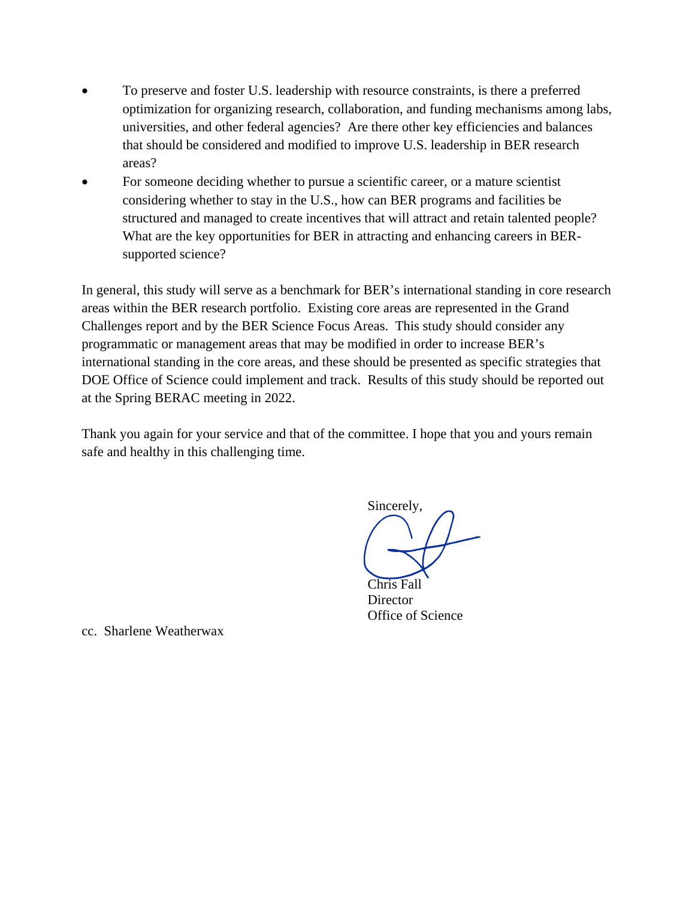- To preserve and foster U.S. leadership with resource constraints, is there a preferred optimization for organizing research, collaboration, and funding mechanisms among labs, universities, and other federal agencies? Are there other key efficiencies and balances that should be considered and modified to improve U.S. leadership in BER research areas?
- For someone deciding whether to pursue a scientific career, or a mature scientist considering whether to stay in the U.S., how can BER programs and facilities be structured and managed to create incentives that will attract and retain talented people? What are the key opportunities for BER in attracting and enhancing careers in BER-supported science?

In general, this study will serve as a benchmark for BER's international standing in core research areas within the BER research portfolio. Existing core areas are represented in the Grand Challenges report and by the BER Science Focus Areas. This study should consider any programmatic or management areas that may be modified in order to increase BER's international standing in the core areas, and these should be presented as specific strategies that DOE Office of Science could implement and track. Results of this study should be reported out at the Spring BERAC meeting in 2022.

Thank you again for your service and that of the committee. I hope that you and yours remain safe and healthy in this challenging time.

Sincerely,

Chris Fall
Director
Office of Science

cc. Sharlene Weatherwax